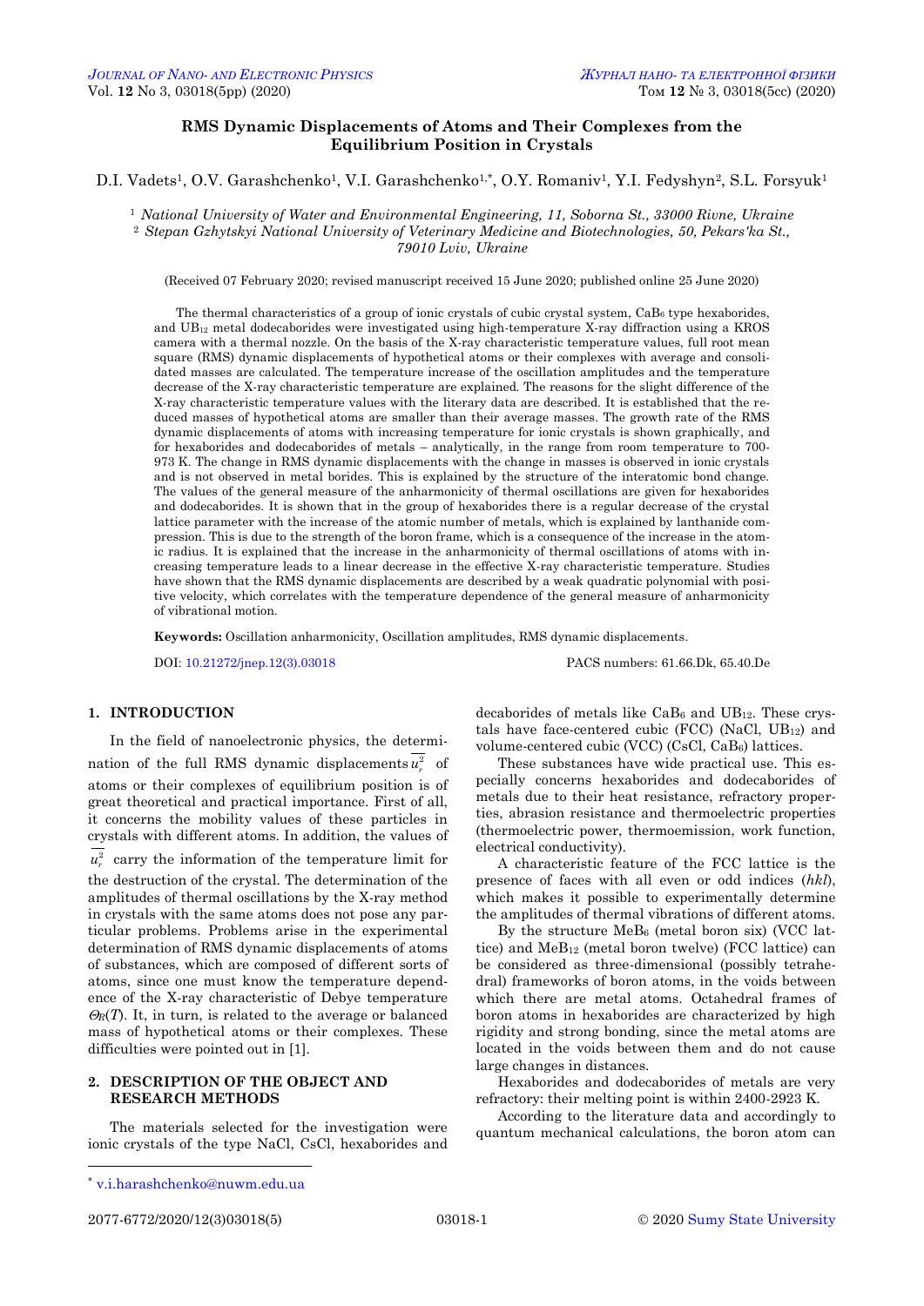# RMS Dynamic Displacements of Atoms and Their Complexes from the Equilibrium Position in Crystals

D.I. Vadets[1], O.V. Garashchenko[1], V.I. Garashchenko[1,*], O.Y. Romaniv[1], Y.I. Fedyshyn[2], S.L. Forsyuk[1]

[1] *National University of Water and Environmental Engineering, 11, Soborna St., 33000 Rivne, Ukraine*
[2] *Stepan Gzhytskyi National University of Veterinary Medicine and Biotechnologies, 50, Pekars'ka St., 79010 Lviv, Ukraine*

(Received 07 February 2020; revised manuscript received 15 June 2020; published online 25 June 2020)

The thermal characteristics of a group of ionic crystals of cubic crystal system, $CaB_6$ type hexaborides, and $UB_{12}$ metal dodecaborides were investigated using high-temperature X-ray diffraction using a KROS camera with a thermal nozzle. On the basis of the X-ray characteristic temperature values, full root mean square (RMS) dynamic displacements of hypothetical atoms or their complexes with average and consolidated masses are calculated. The temperature increase of the oscillation amplitudes and the temperature decrease of the X-ray characteristic temperature are explained. The reasons for the slight difference of the X-ray characteristic temperature values with the literary data are described. It is established that the reduced masses of hypothetical atoms are smaller than their average masses. The growth rate of the RMS dynamic displacements of atoms with increasing temperature for ionic crystals is shown graphically, and for hexaborides and dodecaborides of metals – analytically, in the range from room temperature to 700-973 K. The change in RMS dynamic displacements with the change in masses is observed in ionic crystals and is not observed in metal borides. This is explained by the structure of the interatomic bond change. The values of the general measure of the anharmonicity of thermal oscillations are given for hexaborides and dodecaborides. It is shown that in the group of hexaborides there is a regular decrease of the crystal lattice parameter with the increase of the atomic number of metals, which is explained by lanthanide compression. This is due to the strength of the boron frame, which is a consequence of the increase in the atomic radius. It is explained that the increase in the anharmonicity of thermal oscillations of atoms with increasing temperature leads to a linear decrease in the effective X-ray characteristic temperature. Studies have shown that the RMS dynamic displacements are described by a weak quadratic polynomial with positive velocity, which correlates with the temperature dependence of the general measure of anharmonicity of vibrational motion.

**Keywords:** Oscillation anharmonicity, Oscillation amplitudes, RMS dynamic displacements.

DOI: 10.21272/jnep.12(3).03018 PACS numbers: 61.66.Dk, 65.40.De

## 1. INTRODUCTION

In the field of nanoelectronic physics, the determination of the full RMS dynamic displacements $\overline{u_r^2}$ of atoms or their complexes of equilibrium position is of great theoretical and practical importance. First of all, it concerns the mobility values of these particles in crystals with different atoms. In addition, the values of $\overline{u_r^2}$ carry the information of the temperature limit for the destruction of the crystal. The determination of the amplitudes of thermal oscillations by the X-ray method in crystals with the same atoms does not pose any particular problems. Problems arise in the experimental determination of RMS dynamic displacements of atoms of substances, which are composed of different sorts of atoms, since one must know the temperature dependence of the X-ray characteristic of Debye temperature $\Theta_R(T)$. It, in turn, is related to the average or balanced mass of hypothetical atoms or their complexes. These difficulties were pointed out in [1].

## 2. DESCRIPTION OF THE OBJECT AND RESEARCH METHODS

The materials selected for the investigation were ionic crystals of the type NaCl, CsCl, hexaborides and decaborides of metals like $CaB_6$ and $UB_{12}$. These crystals have face-centered cubic (FCC) (NaCl, $UB_{12}$) and volume-centered cubic (VCC) (CsCl, $CaB_6$) lattices.

These substances have wide practical use. This especially concerns hexaborides and dodecaborides of metals due to their heat resistance, refractory properties, abrasion resistance and thermoelectric properties (thermoelectric power, thermoemission, work function, electrical conductivity).

A characteristic feature of the FCC lattice is the presence of faces with all even or odd indices (*hkl*), which makes it possible to experimentally determine the amplitudes of thermal vibrations of different atoms.

By the structure $MeB_6$ (metal boron six) (VCC lattice) and $MeB_{12}$ (metal boron twelve) (FCC lattice) can be considered as three-dimensional (possibly tetrahedral) frameworks of boron atoms, in the voids between which there are metal atoms. Octahedral frames of boron atoms in hexaborides are characterized by high rigidity and strong bonding, since the metal atoms are located in the voids between them and do not cause large changes in distances.

Hexaborides and dodecaborides of metals are very refractory: their melting point is within 2400-2923 K.

According to the literature data and accordingly to quantum mechanical calculations, the boron atom can

---

[*] v.i.harashchenko@nuwm.edu.ua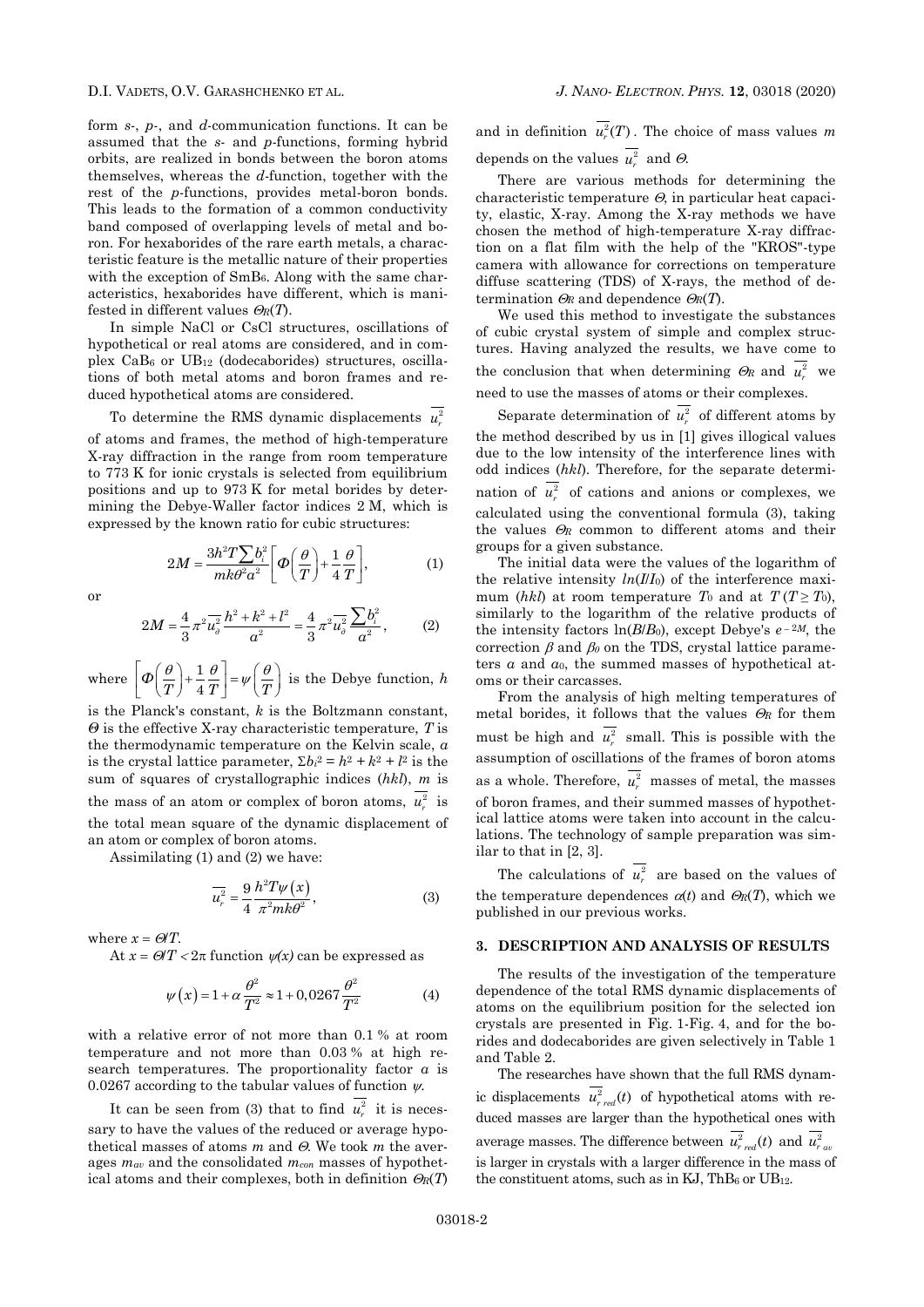form *s*-, *p*-, and *d*-communication functions. It can be assumed that the *s*- and *p*-functions, forming hybrid orbits, are realized in bonds between the boron atoms themselves, whereas the *d*-function, together with the rest of the *p*-functions, provides metal-boron bonds. This leads to the formation of a common conductivity band composed of overlapping levels of metal and boron. For hexaborides of the rare earth metals, a characteristic feature is the metallic nature of their properties with the exception of $SmB_6$. Along with the same characteristics, hexaborides have different, which is manifested in different values $\Theta_R(T)$.

In simple NaCl or CsCl structures, oscillations of hypothetical or real atoms are considered, and in complex $CaB_6$ or $UB_{12}$ (dodecaborides) structures, oscillations of both metal atoms and boron frames and reduced hypothetical atoms are considered.

To determine the RMS dynamic displacements $\overline{u_r^2}$ of atoms and frames, the method of high-temperature X-ray diffraction in the range from room temperature to 773 K for ionic crystals is selected from equilibrium positions and up to 973 K for metal borides by determining the Debye-Waller factor indices 2 M, which is expressed by the known ratio for cubic structures:

$$2M = \frac{3h^2T\sum b_i^2}{mk\theta^2a^2}\left[\Phi\left(\frac{\theta}{T}\right)+\frac{1}{4}\frac{\theta}{T}\right], \tag{1}$$

or

$$2M = \frac{4}{3}\pi^2\overline{u_\partial^2}\frac{h^2+k^2+l^2}{a^2} = \frac{4}{3}\pi^2\overline{u_\partial^2}\frac{\sum b_i^2}{a^2}, \tag{2}$$

where $\left[\Phi\left(\frac{\theta}{T}\right)+\frac{1}{4}\frac{\theta}{T}\right]=\psi\left(\frac{\theta}{T}\right)$ is the Debye function, $h$ is the Planck's constant, $k$ is the Boltzmann constant, $\Theta$ is the effective X-ray characteristic temperature, $T$ is the thermodynamic temperature on the Kelvin scale, $a$ is the crystal lattice parameter, $\Sigma b_i^2 = h^2 + k^2 + l^2$ is the sum of squares of crystallographic indices (*hkl*), $m$ is the mass of an atom or complex of boron atoms, $\overline{u_r^2}$ is the total mean square of the dynamic displacement of an atom or complex of boron atoms.

Assimilating (1) and (2) we have:

$$\overline{u_r^2} = \frac{9}{4}\frac{h^2T\psi(x)}{\pi^2mk\theta^2}, \tag{3}$$

where $x = \Theta/T$.

At $x = \Theta/T < 2\pi$ function $\psi(x)$ can be expressed as

$$\psi(x) = 1+\alpha\frac{\theta^2}{T^2} \approx 1+0{,}0267\frac{\theta^2}{T^2} \tag{4}$$

with a relative error of not more than 0.1 % at room temperature and not more than 0.03 % at high research temperatures. The proportionality factor $\alpha$ is 0.0267 according to the tabular values of function $\psi$.

It can be seen from (3) that to find $\overline{u_r^2}$ it is necessary to have the values of the reduced or average hypothetical masses of atoms $m$ and $\Theta$. We took $m$ the averages $m_{av}$ and the consolidated $m_{con}$ masses of hypothetical atoms and their complexes, both in definition $\Theta_R(T)$ and in definition $\overline{u_r^2}(T)$. The choice of mass values $m$ depends on the values $\overline{u_r^2}$ and $\Theta$.

There are various methods for determining the characteristic temperature $\Theta$, in particular heat capacity, elastic, X-ray. Among the X-ray methods we have chosen the method of high-temperature X-ray diffraction on a flat film with the help of the "KROS"-type camera with allowance for corrections on temperature diffuse scattering (TDS) of X-rays, the method of determination $\Theta_R$ and dependence $\Theta_R(T)$.

We used this method to investigate the substances of cubic crystal system of simple and complex structures. Having analyzed the results, we have come to the conclusion that when determining $\Theta_R$ and $\overline{u_r^2}$ we need to use the masses of atoms or their complexes.

Separate determination of $\overline{u_r^2}$ of different atoms by the method described by us in [1] gives illogical values due to the low intensity of the interference lines with odd indices (*hkl*). Therefore, for the separate determination of $\overline{u_r^2}$ of cations and anions or complexes, we calculated using the conventional formula (3), taking the values $\Theta_R$ common to different atoms and their groups for a given substance.

The initial data were the values of the logarithm of the relative intensity $ln(I/I_0)$ of the interference maximum (*hkl*) at room temperature $T_0$ and at $T$ $(T \geq T_0)$, similarly to the logarithm of the relative products of the intensity factors $\ln(B/B_0)$, except Debye's $e^{-2M}$, the correction $\beta$ and $\beta_0$ on the TDS, crystal lattice parameters $a$ and $a_0$, the summed masses of hypothetical atoms or their carcasses.

From the analysis of high melting temperatures of metal borides, it follows that the values $\Theta_R$ for them must be high and $\overline{u_r^2}$ small. This is possible with the assumption of oscillations of the frames of boron atoms as a whole. Therefore, $\overline{u_r^2}$ masses of metal, the masses of boron frames, and their summed masses of hypothetical lattice atoms were taken into account in the calculations. The technology of sample preparation was similar to that in [2, 3].

The calculations of $\overline{u_r^2}$ are based on the values of the temperature dependences $\alpha(t)$ and $\Theta_R(T)$, which we published in our previous works.

## 3. DESCRIPTION AND ANALYSIS OF RESULTS

The results of the investigation of the temperature dependence of the total RMS dynamic displacements of atoms on the equilibrium position for the selected ion crystals are presented in Fig. 1-Fig. 4, and for the borides and dodecaborides are given selectively in Table 1 and Table 2.

The researches have shown that the full RMS dynamic displacements $\overline{u_{r\,red}^2}(t)$ of hypothetical atoms with reduced masses are larger than the hypothetical ones with average masses. The difference between $\overline{u_{r\,red}^2}(t)$ and $\overline{u_{r\,av}^2}$ is larger in crystals with a larger difference in the mass of the constituent atoms, such as in KJ, $ThB_6$ or $UB_{12}$.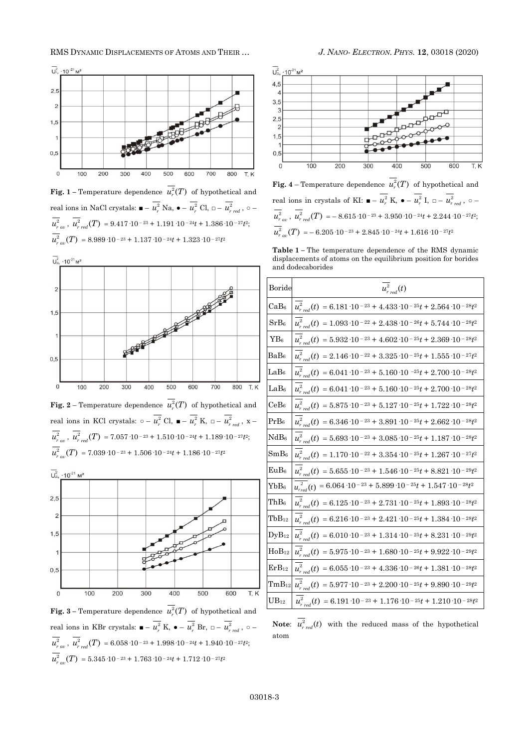**Fig. 1** – Temperature dependence $\overline{u_r^2}(T)$ of hypothetical and real ions in NaCl crystals: ■ – $\overline{u_r^2}$ Na, ● – $\overline{u_r^2}$ Cl, □ – $\overline{u_{r\,red}^2}$, ○ – $\overline{u_{r\,av}^2}$, $\overline{u_{r\,red}^2}(T) = 9.417\cdot10^{-23} + 1.191\cdot10^{-24}t + 1.386\cdot10^{-27}t^2$; $\overline{u_{r\,av}^2}(T) = 8.989\cdot10^{-23} + 1.137\cdot10^{-24}t + 1.323\cdot10^{-27}t^2$

**Fig. 2** – Temperature dependence $\overline{u_r^2}(T)$ of hypothetical and real ions in KCl crystals: ○ – $\overline{u_r^2}$ Cl, ■ – $\overline{u_r^2}$ K, □ – $\overline{u_{r\,red}^2}$, x – $\overline{u_{r\,av}^2}$, $\overline{u_{r\,red}^2}(T) = 7.057\cdot10^{-23} + 1.510\cdot10^{-24}t + 1.189\cdot10^{-27}t^2$; $\overline{u_{r\,av}^2}(T) = 7.039\cdot10^{-23} + 1.506\cdot10^{-24}t + 1.186\cdot10^{-27}t^2$

**Fig. 3** – Temperature dependence $\overline{u_r^2}(T)$ of hypothetical and real ions in KBr crystals: ■ – $\overline{u_r^2}$ K, ● – $\overline{u_r^2}$ Br, □ – $\overline{u_{r\,red}^2}$, ○ – $\overline{u_{r\,av}^2}$, $\overline{u_{r\,red}^2}(T) = 6.058\cdot10^{-23} + 1.998\cdot10^{-24}t + 1.940\cdot10^{-27}t^2$; $\overline{u_{r\,av}^2}(T) = 5.345\cdot10^{-23} + 1.763\cdot10^{-24}t + 1.712\cdot10^{-27}t^2$

**Fig. 4** – Temperature dependence $\overline{u_r^2}(T)$ of hypothetical and real ions in crystals of KI: ■ – $\overline{u_r^2}$ K, ● – $\overline{u_r^2}$ I, □ – $\overline{u_{r\,red}^2}$, ○ – $\overline{u_{r\,av}^2}$, $\overline{u_{r\,red}^2}(T) = -8.615\cdot10^{-23} + 3.950\cdot10^{-24}t + 2.244\cdot10^{-27}t^2$; $\overline{u_{r\,av}^2}(T) = -6.205\cdot10^{-23} + 2.845\cdot10^{-24}t + 1.616\cdot10^{-27}t^2$

**Table 1** – The temperature dependence of the RMS dynamic displacements of atoms on the equilibrium position for borides and dodecaborides

| Boride | $\overline{u_{r\,red}^2}(t)$ |
|---|---|
| $CaB_6$ | $\overline{u_{r\,red}^2}(t) = 6.181\cdot10^{-23} + 4.433\cdot10^{-25}t + 2.564\cdot10^{-28}t^2$ |
| $SrB_6$ | $\overline{u_{r\,red}^2}(t) = 1.093\cdot10^{-22} + 2.438\cdot10^{-26}t + 5.744\cdot10^{-28}t^2$ |
| $YB_6$ | $\overline{u_{r\,red}^2}(t) = 5.932\cdot10^{-23} + 4.602\cdot10^{-25}t + 2.369\cdot10^{-28}t^2$ |
| $BaB_6$ | $\overline{u_{r\,red}^2}(t) = 2.146\cdot10^{-22} + 3.325\cdot10^{-25}t + 1.555\cdot10^{-27}t^2$ |
| $LaB_6$ | $\overline{u_{r\,red}^2}(t) = 6.041\cdot10^{-23} + 5.160\cdot10^{-25}t + 2.700\cdot10^{-28}t^2$ |
| $LaB_6$ | $\overline{u_{r\,red}^2}(t) = 6.041\cdot10^{-23} + 5.160\cdot10^{-25}t + 2.700\cdot10^{-28}t^2$ |
| $CeB_6$ | $\overline{u_{r\,red}^2}(t) = 5.875\cdot10^{-23} + 5.127\cdot10^{-25}t + 1.722\cdot10^{-28}t^2$ |
| $PrB_6$ | $\overline{u_{r\,red}^2}(t) = 6.346\cdot10^{-23} + 3.891\cdot10^{-25}t + 2.662\cdot10^{-28}t^2$ |
| $NdB_6$ | $\overline{u_{r\,red}^2}(t) = 5.693\cdot10^{-23} + 3.085\cdot10^{-25}t + 1.187\cdot10^{-28}t^2$ |
| $SmB_6$ | $\overline{u_{r\,red}^2}(t) = 1.170\cdot10^{-22} + 3.354\cdot10^{-25}t + 1.267\cdot10^{-27}t^2$ |
| $EuB_6$ | $\overline{u_{r\,red}^2}(t) = 5.655\cdot10^{-23} + 1.546\cdot10^{-25}t + 8.821\cdot10^{-29}t^2$ |
| $YbB_6$ | $\overline{u_{r\,red}^2}(t) = 6.064\cdot10^{-23} + 5.899\cdot10^{-25}t + 1.547\cdot10^{-28}t^2$ |
| $ThB_6$ | $\overline{u_{r\,red}^2}(t) = 6.125\cdot10^{-23} + 2.731\cdot10^{-25}t + 1.893\cdot10^{-28}t^2$ |
| $TbB_{12}$ | $\overline{u_{r\,red}^2}(t) = 6.216\cdot10^{-23} + 2.421\cdot10^{-25}t + 1.384\cdot10^{-28}t^2$ |
| $DyB_{12}$ | $\overline{u_{r\,red}^2}(t) = 6.010\cdot10^{-23} + 1.314\cdot10^{-25}t + 8.231\cdot10^{-29}t^2$ |
| $HoB_{12}$ | $\overline{u_{r\,red}^2}(t) = 5.975\cdot10^{-23} + 1.680\cdot10^{-25}t + 9.922\cdot10^{-29}t^2$ |
| $ErB_{12}$ | $\overline{u_{r\,red}^2}(t) = 6.055\cdot10^{-23} + 4.336\cdot10^{-26}t + 1.381\cdot10^{-28}t^2$ |
| $TmB_{12}$ | $\overline{u_{r\,red}^2}(t) = 5.977\cdot10^{-23} + 2.200\cdot10^{-25}t + 9.890\cdot10^{-29}t^2$ |
| $UB_{12}$ | $\overline{u_{r\,red}^2}(t) = 6.191\cdot10^{-23} + 1.176\cdot10^{-25}t + 1.210\cdot10^{-28}t^2$ |

**Note**: $\overline{u_{r\,red}^2}(t)$ with the reduced mass of the hypothetical atom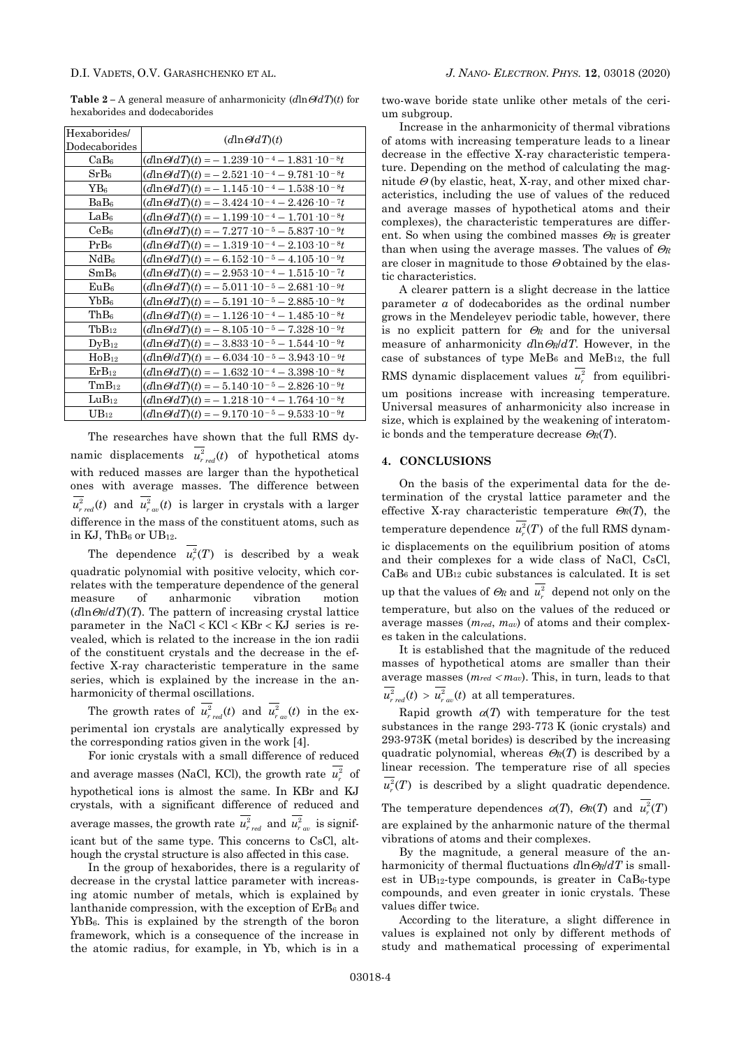**Table 2** – A general measure of anharmonicity $(d\ln\Theta/dT)(t)$ for hexaborides and dodecaborides

| Hexaborides/ Dodecaborides | $(d\ln\Theta/dT)(t)$ |
|---|---|
| $CaB_6$ | $(d\ln\Theta/dT)(t) = -1.239\cdot10^{-4} - 1.831\cdot10^{-8}t$ |
| $SrB_6$ | $(d\ln\Theta/dT)(t) = -2.521\cdot10^{-4} - 9.781\cdot10^{-8}t$ |
| $YB_6$ | $(d\ln\Theta/dT)(t) = -1.145\cdot10^{-4} - 1.538\cdot10^{-8}t$ |
| $BaB_6$ | $(d\ln\Theta/dT)(t) = -3.424\cdot10^{-4} - 2.426\cdot10^{-7}t$ |
| $LaB_6$ | $(d\ln\Theta/dT)(t) = -1.199\cdot10^{-4} - 1.701\cdot10^{-8}t$ |
| $CeB_6$ | $(d\ln\Theta/dT)(t) = -7.277\cdot10^{-5} - 5.837\cdot10^{-9}t$ |
| $PrB_6$ | $(d\ln\Theta/dT)(t) = -1.319\cdot10^{-4} - 2.103\cdot10^{-8}t$ |
| $NdB_6$ | $(d\ln\Theta/dT)(t) = -6.152\cdot10^{-5} - 4.105\cdot10^{-9}t$ |
| $SmB_6$ | $(d\ln\Theta/dT)(t) = -2.953\cdot10^{-4} - 1.515\cdot10^{-7}t$ |
| $EuB_6$ | $(d\ln\Theta/dT)(t) = -5.011\cdot10^{-5} - 2.681\cdot10^{-9}t$ |
| $YbB_6$ | $(d\ln\Theta/dT)(t) = -5.191\cdot10^{-5} - 2.885\cdot10^{-9}t$ |
| $ThB_6$ | $(d\ln\Theta/dT)(t) = -1.126\cdot10^{-4} - 1.485\cdot10^{-8}t$ |
| $TbB_{12}$ | $(d\ln\Theta/dT)(t) = -8.105\cdot10^{-5} - 7.328\cdot10^{-9}t$ |
| $DyB_{12}$ | $(d\ln\Theta/dT)(t) = -3.833\cdot10^{-5} - 1.544\cdot10^{-9}t$ |
| $HoB_{12}$ | $(d\ln\Theta/dT)(t) = -6.034\cdot10^{-5} - 3.943\cdot10^{-9}t$ |
| $ErB_{12}$ | $(d\ln\Theta/dT)(t) = -1.632\cdot10^{-4} - 3.398\cdot10^{-8}t$ |
| $TmB_{12}$ | $(d\ln\Theta/dT)(t) = -5.140\cdot10^{-5} - 2.826\cdot10^{-9}t$ |
| $LuB_{12}$ | $(d\ln\Theta/dT)(t) = -1.218\cdot10^{-4} - 1.764\cdot10^{-8}t$ |
| $UB_{12}$ | $(d\ln\Theta/dT)(t) = -9.170\cdot10^{-5} - 9.533\cdot10^{-9}t$ |

The researches have shown that the full RMS dynamic displacements $\overline{u^2_{r\,red}}(t)$ of hypothetical atoms with reduced masses are larger than the hypothetical ones with average masses. The difference between $\overline{u^2_{r\,red}}(t)$ and $\overline{u^2_{r\,av}}(t)$ is larger in crystals with a larger difference in the mass of the constituent atoms, such as in KJ, $ThB_6$ or $UB_{12}$.

The dependence $\overline{u^2_r}(T)$ is described by a weak quadratic polynomial with positive velocity, which correlates with the temperature dependence of the general measure of anharmonic vibration motion $(d\ln\Theta_R/dT)(T)$. The pattern of increasing crystal lattice parameter in the NaCl < KCl < KBr < KJ series is revealed, which is related to the increase in the ion radii of the constituent crystals and the decrease in the effective X-ray characteristic temperature in the same series, which is explained by the increase in the anharmonicity of thermal oscillations.

The growth rates of $\overline{u^2_{r\,red}}(t)$ and $\overline{u^2_{r\,av}}(t)$ in the experimental ion crystals are analytically expressed by the corresponding ratios given in the work [4].

For ionic crystals with a small difference of reduced and average masses (NaCl, KCl), the growth rate $\overline{u^2_r}$ of hypothetical ions is almost the same. In KBr and KJ crystals, with a significant difference of reduced and average masses, the growth rate $\overline{u^2_{r\,red}}$ and $\overline{u^2_{r\,av}}$ is significant but of the same type. This concerns to CsCl, although the crystal structure is also affected in this case.

In the group of hexaborides, there is a regularity of decrease in the crystal lattice parameter with increasing atomic number of metals, which is explained by lanthanide compression, with the exception of $ErB_6$ and $YbB_6$. This is explained by the strength of the boron framework, which is a consequence of the increase in the atomic radius, for example, in Yb, which is in a two-wave boride state unlike other metals of the cerium subgroup.

Increase in the anharmonicity of thermal vibrations of atoms with increasing temperature leads to a linear decrease in the effective X-ray characteristic temperature. Depending on the method of calculating the magnitude $\Theta$ (by elastic, heat, X-ray, and other mixed characteristics, including the use of values of the reduced and average masses of hypothetical atoms and their complexes), the characteristic temperatures are different. So when using the combined masses $\Theta_R$ is greater than when using the average masses. The values of $\Theta_R$ are closer in magnitude to those $\Theta$ obtained by the elastic characteristics.

A clearer pattern is a slight decrease in the lattice parameter $a$ of dodecaborides as the ordinal number grows in the Mendeleyev periodic table, however, there is no explicit pattern for $\Theta_R$ and for the universal measure of anharmonicity $d\ln\Theta_R/dT$. However, in the case of substances of type $MeB_6$ and $MeB_{12}$, the full RMS dynamic displacement values $\overline{u^2_r}$ from equilibrium positions increase with increasing temperature. Universal measures of anharmonicity also increase in size, which is explained by the weakening of interatomic bonds and the temperature decrease $\Theta_R(T)$.

## 4. CONCLUSIONS

On the basis of the experimental data for the determination of the crystal lattice parameter and the effective X-ray characteristic temperature $\Theta_R(T)$, the temperature dependence $\overline{u^2_r}(T)$ of the full RMS dynamic displacements on the equilibrium position of atoms and their complexes for a wide class of NaCl, CsCl, $CaB_6$ and $UB_{12}$ cubic substances is calculated. It is set up that the values of $\Theta_R$ and $\overline{u^2_r}$ depend not only on the temperature, but also on the values of the reduced or average masses ($m_{red}$, $m_{av}$) of atoms and their complexes taken in the calculations.

It is established that the magnitude of the reduced masses of hypothetical atoms are smaller than their average masses ($m_{red} < m_{av}$). This, in turn, leads to that $\overline{u^2_{r\,red}}(t) > \overline{u^2_{r\,av}}(t)$ at all temperatures.

Rapid growth $\alpha(T)$ with temperature for the test substances in the range 293-773 K (ionic crystals) and 293-973K (metal borides) is described by the increasing quadratic polynomial, whereas $\Theta_R(T)$ is described by a linear recession. The temperature rise of all species $\overline{u^2_r}(T)$ is described by a slight quadratic dependence. The temperature dependences $\alpha(T)$, $\Theta_R(T)$ and $\overline{u^2_r}(T)$ are explained by the anharmonic nature of the thermal vibrations of atoms and their complexes.

By the magnitude, a general measure of the anharmonicity of thermal fluctuations $d\ln\Theta_R/dT$ is smallest in $UB_{12}$-type compounds, is greater in $CaB_6$-type compounds, and even greater in ionic crystals. These values differ twice.

According to the literature, a slight difference in values is explained not only by different methods of study and mathematical processing of experimental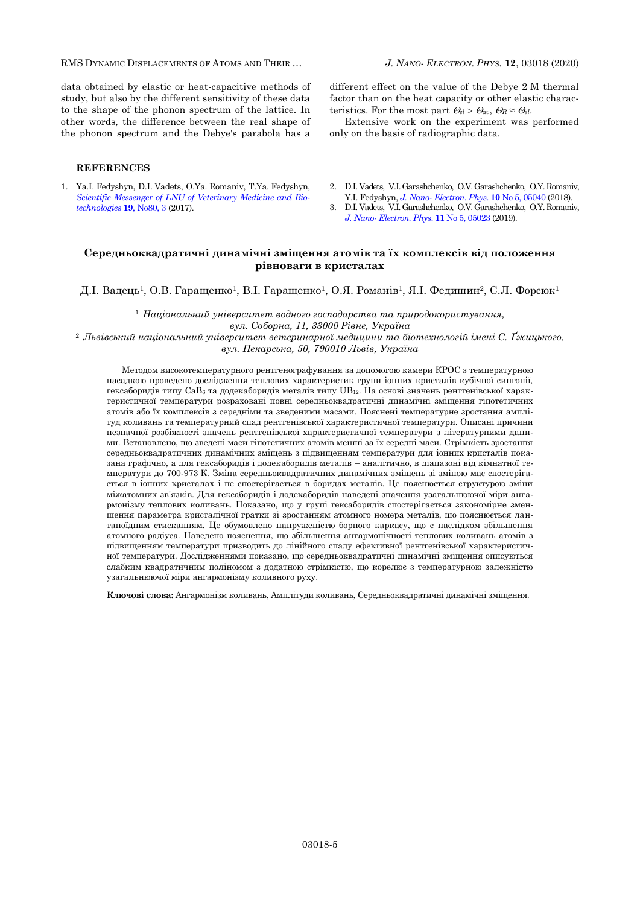data obtained by elastic or heat-capacitive methods of study, but also by the different sensitivity of these data to the shape of the phonon spectrum of the lattice. In other words, the difference between the real shape of the phonon spectrum and the Debye's parabola has a different effect on the value of the Debye 2 M thermal factor than on the heat capacity or other elastic characteristics. For the most part $\Theta_{el} > \Theta_{av}$, $\Theta_R \approx \Theta_{el}$.

Extensive work on the experiment was performed only on the basis of radiographic data.

## REFERENCES

1. Ya.I. Fedyshyn, D.I. Vadets, O.Ya. Romaniv, T.Ya. Fedyshyn, *Scientific Messenger of LNU of Veterinary Medicine and Biotechnologies* **19**, No80, 3 (2017).
2. D.I. Vadets, V.I. Garashchenko, O.V. Garashchenko, O.Y. Romaniv, Y.I. Fedyshyn, *J. Nano- Electron. Phys.* **10** No 5, 05040 (2018).
3. D.I. Vadets, V.I. Garashchenko, O.V. Garashchenko, O.Y. Romaniv, *J. Nano- Electron. Phys.* **11** No 5, 05023 (2019).

## Середньоквадратичні динамічні зміщення атомів та їх комплексів від положення рівноваги в кристалах

Д.І. Вадець[1], О.В. Гаращенко[1], В.І. Гаращенко[1], О.Я. Романів[1], Я.І. Федишин[2], С.Л. Форсюк[1]

[1] *Національний університет водного господарства та природокористування, вул. Соборна, 11, 33000 Рівне, Україна*

[2] *Львівський національний університет ветеринарної медицини та біотехнологій імені С. Ґжицького, вул. Пекарська, 50, 790010 Львів, Україна*

Методом високотемпературного рентгенографування за допомогою камери КРОС з температурною насадкою проведено дослідження теплових характеристик групи іонних кристалів кубічної сингонії, гексаборидів типу $CaB_6$ та додекаборидів металів типу $UB_{12}$. На основі значень рентгенівської характеристичної температури розраховані повні середньоквадратичні динамічні зміщення гіпотетичних атомів або їх комплексів з середніми та зведеними масами. Пояснені температурне зростання амплітуд коливань та температурний спад рентгенівської характеристичної температури. Описані причини незначної розбіжності значень рентгенівської характеристичної температури з літературними даними. Встановлено, що зведені маси гіпотетичних атомів менші за їх середні маси. Стрімкість зростання середньоквадратичних динамічних зміщень з підвищенням температури для іонних кристалів показана графічно, а для гексаборидів і додекаборидів металів – аналітично, в діапазоні від кімнатної температури до 700-973 К. Зміна середньоквадратичних динамічних зміщень зі зміною мас спостерігається в іонних кристалах і не спостерігається в боридах металів. Це пояснюється структурою зміни міжатомних зв'язків. Для гексаборидів і додекаборидів наведені значення узагальнюючої міри ангармонізму теплових коливань. Показано, що у групі гексаборидів спостерігається закономірне зменшення параметра кристалічної гратки зі зростанням атомного номера металів, що пояснюється лантаноїдним стисканням. Це обумовлено напруженістю борного каркасу, що є наслідком збільшення атомного радіуса. Наведено пояснення, що збільшення ангармонічності теплових коливань атомів з підвищенням температури призводить до лінійного спаду ефективної рентгенівської характеристичної температури. Дослідженнями показано, що середньоквадратичні динамічні зміщення описуються слабким квадратичним поліномом з додатною стрімкістю, що корелює з температурною залежністю узагальнюючої міри ангармонізму коливного руху.

**Ключові слова:** Ангармонізм коливань, Амплітуди коливань, Середньоквадратичні динамічні зміщення.